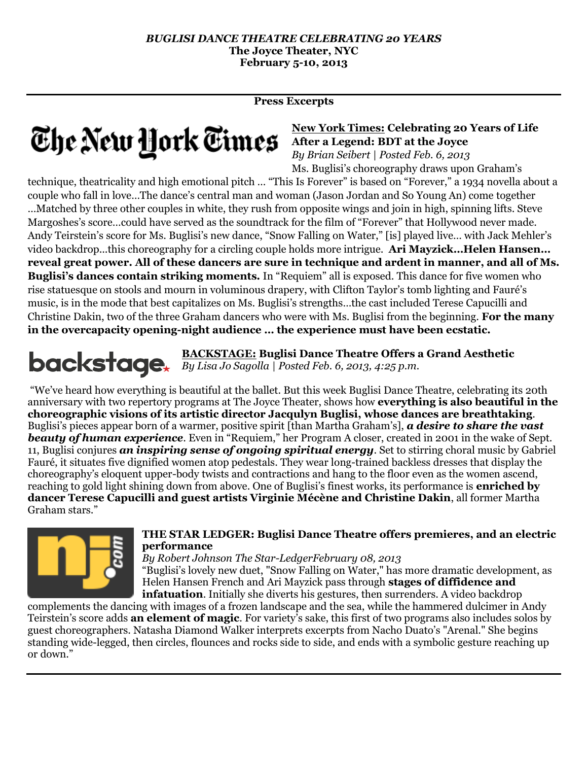***BUGLISI DANCE THEATRE CELEBRATING 20 YEARS***
**The Joyce Theater, NYC**
**February 5-10, 2013**

---

**Press Excerpts**

**New York Times: Celebrating 20 Years of Life After a Legend: BDT at the Joyce**
*By Brian Seibert | Posted Feb. 6, 2013*

Ms. Buglisi's choreography draws upon Graham's technique, theatricality and high emotional pitch … "This Is Forever" is based on "Forever," a 1934 novella about a couple who fall in love…The dance's central man and woman (Jason Jordan and So Young An) come together …Matched by three other couples in white, they rush from opposite wings and join in high, spinning lifts. Steve Margoshes's score…could have served as the soundtrack for the film of "Forever" that Hollywood never made. Andy Teirstein's score for Ms. Buglisi's new dance, "Snow Falling on Water," [is] played live… with Jack Mehler's video backdrop…this choreography for a circling couple holds more intrigue. **Ari Mayzick…Helen Hansen… reveal great power. All of these dancers are sure in technique and ardent in manner, and all of Ms. Buglisi's dances contain striking moments.** In "Requiem" all is exposed. This dance for five women who rise statuesque on stools and mourn in voluminous drapery, with Clifton Taylor's tomb lighting and Fauré's music, is in the mode that best capitalizes on Ms. Buglisi's strengths…the cast included Terese Capucilli and Christine Dakin, two of the three Graham dancers who were with Ms. Buglisi from the beginning. **For the many in the overcapacity opening-night audience … the experience must have been ecstatic.**

**BACKSTAGE: Buglisi Dance Theatre Offers a Grand Aesthetic**
*By Lisa Jo Sagolla | Posted Feb. 6, 2013, 4:25 p.m.*

"We've heard how everything is beautiful at the ballet. But this week Buglisi Dance Theatre, celebrating its 20th anniversary with two repertory programs at The Joyce Theater, shows how **everything is also beautiful in the choreographic visions of its artistic director Jacqulyn Buglisi, whose dances are breathtaking**. Buglisi's pieces appear born of a warmer, positive spirit [than Martha Graham's], ***a desire to share the vast beauty of human experience***. Even in "Requiem," her Program A closer, created in 2001 in the wake of Sept. 11, Buglisi conjures ***an inspiring sense of ongoing spiritual energy***. Set to stirring choral music by Gabriel Fauré, it situates five dignified women atop pedestals. They wear long-trained backless dresses that display the choreography's eloquent upper-body twists and contractions and hang to the floor even as the women ascend, reaching to gold light shining down from above. One of Buglisi's finest works, its performance is **enriched by dancer Terese Capucilli and guest artists Virginie Mécène and Christine Dakin**, all former Martha Graham stars."

**THE STAR LEDGER: Buglisi Dance Theatre offers premieres, and an electric performance**
*By Robert Johnson The Star-LedgerFebruary 08, 2013*

"Buglisi's lovely new duet, "Snow Falling on Water," has more dramatic development, as Helen Hansen French and Ari Mayzick pass through **stages of diffidence and infatuation**. Initially she diverts his gestures, then surrenders. A video backdrop complements the dancing with images of a frozen landscape and the sea, while the hammered dulcimer in Andy Teirstein's score adds **an element of magic**. For variety's sake, this first of two programs also includes solos by guest choreographers. Natasha Diamond Walker interprets excerpts from Nacho Duato's "Arenal." She begins standing wide-legged, then circles, flounces and rocks side to side, and ends with a symbolic gesture reaching up or down."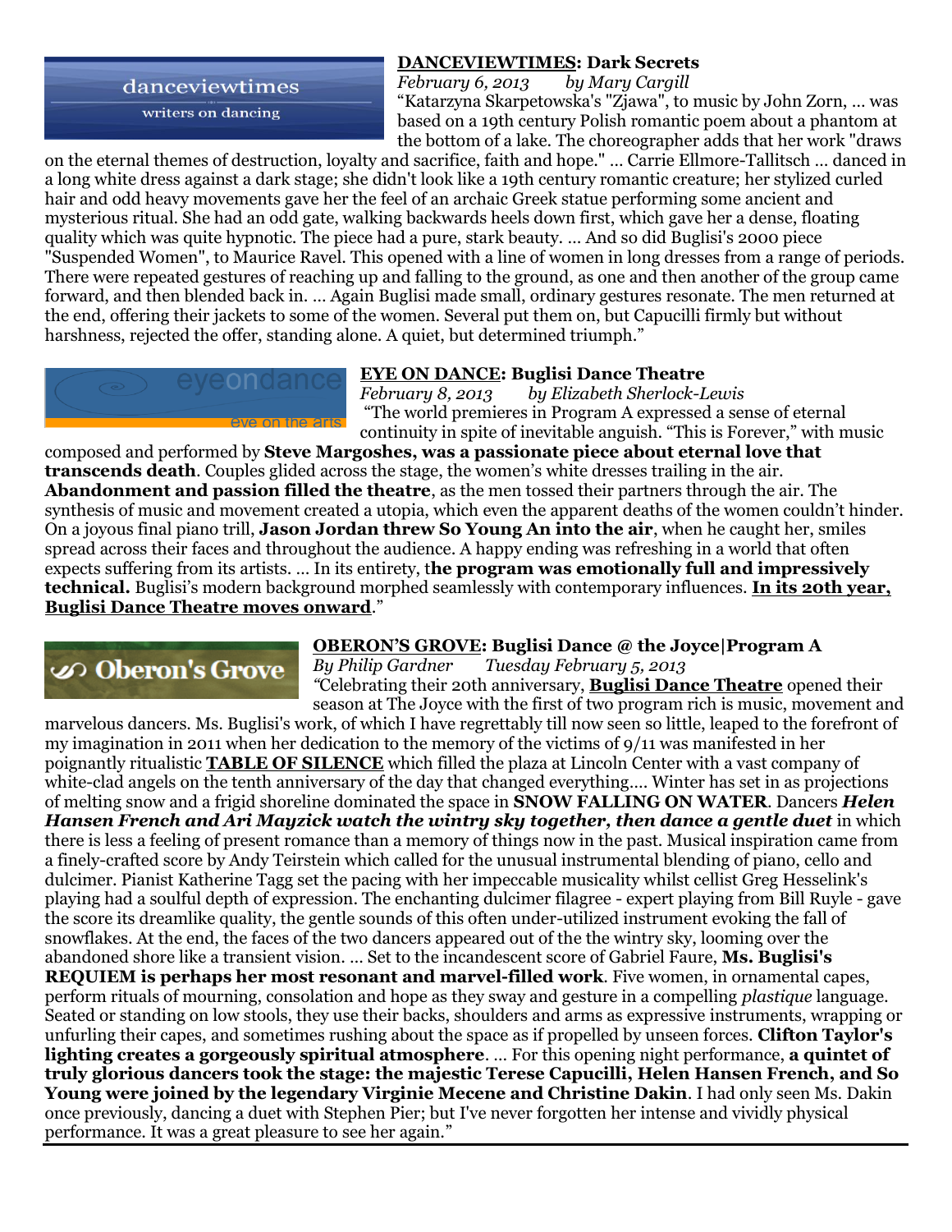**DANCEVIEWTIMES: Dark Secrets**
*February 6, 2013 by Mary Cargill*

"Katarzyna Skarpetowska's "Zjawa", to music by John Zorn, ... was based on a 19th century Polish romantic poem about a phantom at the bottom of a lake. The choreographer adds that her work "draws on the eternal themes of destruction, loyalty and sacrifice, faith and hope." ... Carrie Ellmore-Tallitsch ... danced in a long white dress against a dark stage; she didn't look like a 19th century romantic creature; her stylized curled hair and odd heavy movements gave her the feel of an archaic Greek statue performing some ancient and mysterious ritual. She had an odd gate, walking backwards heels down first, which gave her a dense, floating quality which was quite hypnotic. The piece had a pure, stark beauty. ... And so did Buglisi's 2000 piece "Suspended Women", to Maurice Ravel. This opened with a line of women in long dresses from a range of periods. There were repeated gestures of reaching up and falling to the ground, as one and then another of the group came forward, and then blended back in. ... Again Buglisi made small, ordinary gestures resonate. The men returned at the end, offering their jackets to some of the women. Several put them on, but Capucilli firmly but without harshness, rejected the offer, standing alone. A quiet, but determined triumph."

**EYE ON DANCE: Buglisi Dance Theatre**
*February 8, 2013 by Elizabeth Sherlock-Lewis*

"The world premieres in Program A expressed a sense of eternal continuity in spite of inevitable anguish. "This is Forever," with music composed and performed by **Steve Margoshes, was a passionate piece about eternal love that transcends death**. Couples glided across the stage, the women's white dresses trailing in the air. **Abandonment and passion filled the theatre**, as the men tossed their partners through the air. The synthesis of music and movement created a utopia, which even the apparent deaths of the women couldn't hinder. On a joyous final piano trill, **Jason Jordan threw So Young An into the air**, when he caught her, smiles spread across their faces and throughout the audience. A happy ending was refreshing in a world that often expects suffering from its artists. ... In its entirety, t**he program was emotionally full and impressively technical.** Buglisi's modern background morphed seamlessly with contemporary influences. **In its 20th year, Buglisi Dance Theatre moves onward**."

**OBERON'S GROVE: Buglisi Dance @ the Joyce|Program A**
*By Philip Gardner Tuesday February 5, 2013*

*"*Celebrating their 20th anniversary, **Buglisi Dance Theatre** opened their season at The Joyce with the first of two program rich is music, movement and marvelous dancers. Ms. Buglisi's work, of which I have regrettably till now seen so little, leaped to the forefront of my imagination in 2011 when her dedication to the memory of the victims of 9/11 was manifested in her poignantly ritualistic **TABLE OF SILENCE** which filled the plaza at Lincoln Center with a vast company of white-clad angels on the tenth anniversary of the day that changed everything.... Winter has set in as projections of melting snow and a frigid shoreline dominated the space in **SNOW FALLING ON WATER**. Dancers ***Helen Hansen French and Ari Mayzick watch the wintry sky together, then dance a gentle duet*** in which there is less a feeling of present romance than a memory of things now in the past. Musical inspiration came from a finely-crafted score by Andy Teirstein which called for the unusual instrumental blending of piano, cello and dulcimer. Pianist Katherine Tagg set the pacing with her impeccable musicality whilst cellist Greg Hesselink's playing had a soulful depth of expression. The enchanting dulcimer filagree - expert playing from Bill Ruyle - gave the score its dreamlike quality, the gentle sounds of this often under-utilized instrument evoking the fall of snowflakes. At the end, the faces of the two dancers appeared out of the the wintry sky, looming over the abandoned shore like a transient vision. ... Set to the incandescent score of Gabriel Faure, **Ms. Buglisi's REQUIEM is perhaps her most resonant and marvel-filled work**. Five women, in ornamental capes, perform rituals of mourning, consolation and hope as they sway and gesture in a compelling *plastique* language. Seated or standing on low stools, they use their backs, shoulders and arms as expressive instruments, wrapping or unfurling their capes, and sometimes rushing about the space as if propelled by unseen forces. **Clifton Taylor's lighting creates a gorgeously spiritual atmosphere**. ... For this opening night performance, **a quintet of truly glorious dancers took the stage: the majestic Terese Capucilli, Helen Hansen French, and So Young were joined by the legendary Virginie Mecene and Christine Dakin**. I had only seen Ms. Dakin once previously, dancing a duet with Stephen Pier; but I've never forgotten her intense and vividly physical performance. It was a great pleasure to see her again."